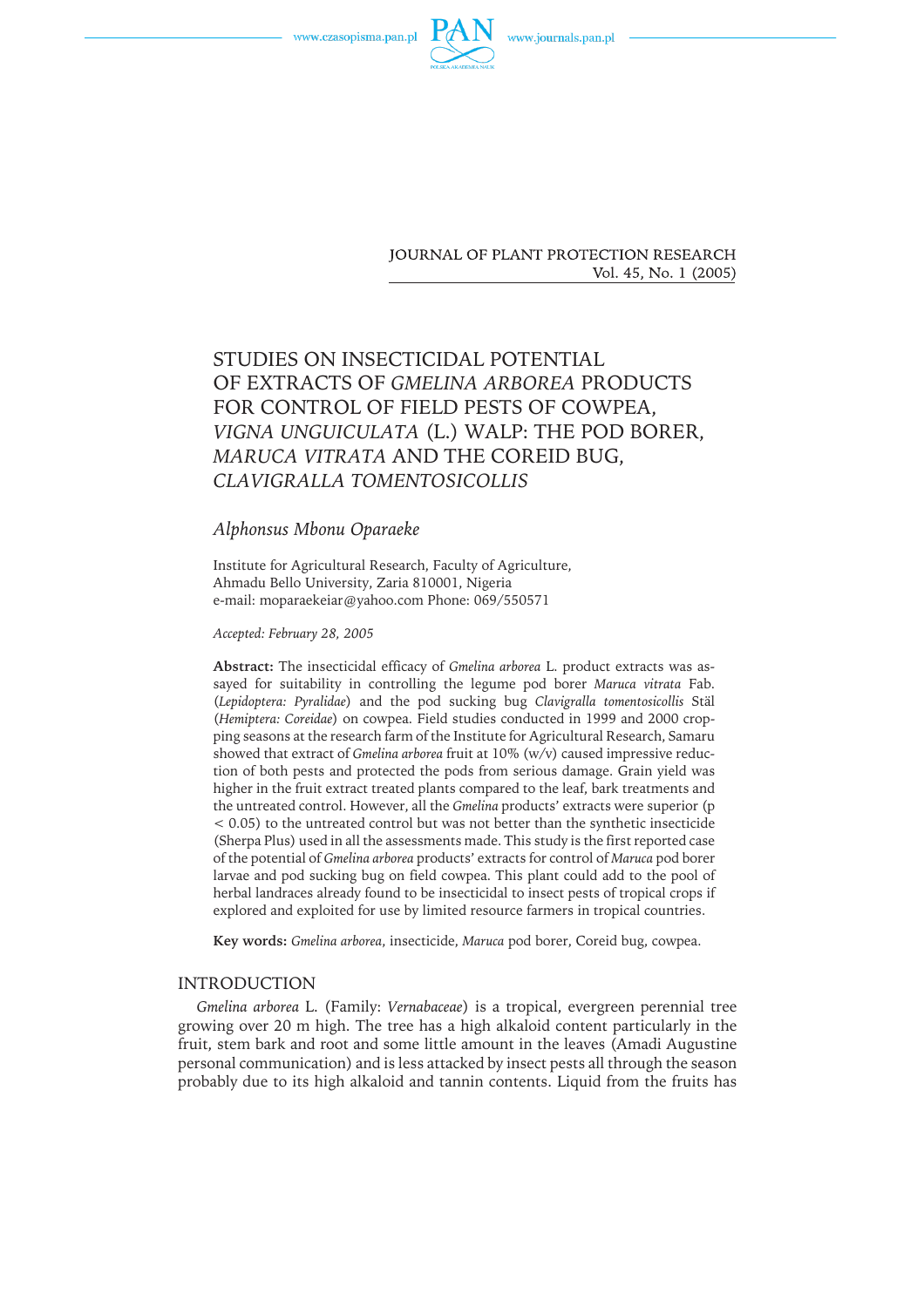JOURNAL OF PLANT PROTECTION RESEARCH
Vol. 45, No. 1 (2005)

# STUDIES ON INSECTICIDAL POTENTIAL OF EXTRACTS OF *GMELINA ARBOREA* PRODUCTS FOR CONTROL OF FIELD PESTS OF COWPEA, *VIGNA UNGUICULATA* (L.) WALP: THE POD BORER, *MARUCA VITRATA* AND THE COREID BUG, *CLAVIGRALLA TOMENTOSICOLLIS*

*Alphonsus Mbonu Oparaeke*

Institute for Agricultural Research, Faculty of Agriculture,
Ahmadu Bello University, Zaria 810001, Nigeria
e-mail: moparaekeiar@yahoo.com Phone: 069/550571

*Accepted: February 28, 2005*

**Abstract:** The insecticidal efficacy of *Gmelina arborea* L. product extracts was assayed for suitability in controlling the legume pod borer *Maruca vitrata* Fab. (*Lepidoptera: Pyralidae*) and the pod sucking bug *Clavigralla tomentosicollis* Stäl (*Hemiptera: Coreidae*) on cowpea. Field studies conducted in 1999 and 2000 cropping seasons at the research farm of the Institute for Agricultural Research, Samaru showed that extract of *Gmelina arborea* fruit at 10% (w/v) caused impressive reduction of both pests and protected the pods from serious damage. Grain yield was higher in the fruit extract treated plants compared to the leaf, bark treatments and the untreated control. However, all the *Gmelina* products' extracts were superior ($p < 0.05$) to the untreated control but was not better than the synthetic insecticide (Sherpa Plus) used in all the assessments made. This study is the first reported case of the potential of *Gmelina arborea* products' extracts for control of *Maruca* pod borer larvae and pod sucking bug on field cowpea. This plant could add to the pool of herbal landraces already found to be insecticidal to insect pests of tropical crops if explored and exploited for use by limited resource farmers in tropical countries.

**Key words:** *Gmelina arborea*, insecticide, *Maruca* pod borer, Coreid bug, cowpea.

## INTRODUCTION

*Gmelina arborea* L. (Family: *Vernabaceae*) is a tropical, evergreen perennial tree growing over 20 m high. The tree has a high alkaloid content particularly in the fruit, stem bark and root and some little amount in the leaves (Amadi Augustine personal communication) and is less attacked by insect pests all through the season probably due to its high alkaloid and tannin contents. Liquid from the fruits has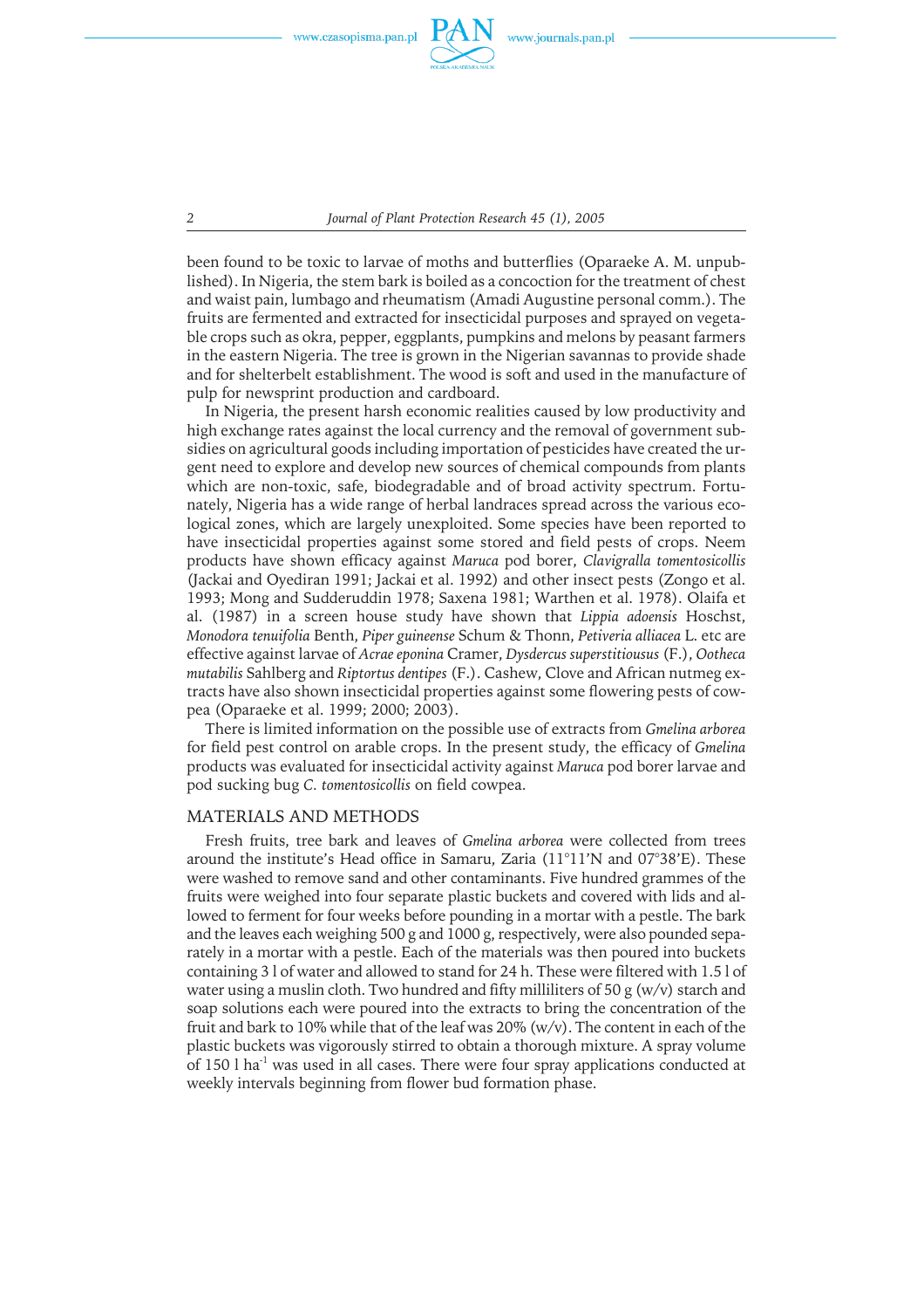been found to be toxic to larvae of moths and butterflies (Oparaeke A. M. unpublished). In Nigeria, the stem bark is boiled as a concoction for the treatment of chest and waist pain, lumbago and rheumatism (Amadi Augustine personal comm.). The fruits are fermented and extracted for insecticidal purposes and sprayed on vegetable crops such as okra, pepper, eggplants, pumpkins and melons by peasant farmers in the eastern Nigeria. The tree is grown in the Nigerian savannas to provide shade and for shelterbelt establishment. The wood is soft and used in the manufacture of pulp for newsprint production and cardboard.

In Nigeria, the present harsh economic realities caused by low productivity and high exchange rates against the local currency and the removal of government subsidies on agricultural goods including importation of pesticides have created the urgent need to explore and develop new sources of chemical compounds from plants which are non-toxic, safe, biodegradable and of broad activity spectrum. Fortunately, Nigeria has a wide range of herbal landraces spread across the various ecological zones, which are largely unexploited. Some species have been reported to have insecticidal properties against some stored and field pests of crops. Neem products have shown efficacy against *Maruca* pod borer, *Clavigralla tomentosicollis* (Jackai and Oyediran 1991; Jackai et al. 1992) and other insect pests (Zongo et al. 1993; Mong and Sudderuddin 1978; Saxena 1981; Warthen et al. 1978). Olaifa et al. (1987) in a screen house study have shown that *Lippia adoensis* Hoschst, *Monodora tenuifolia* Benth, *Piper guineense* Schum & Thonn, *Petiveria alliacea* L. etc are effective against larvae of *Acrae eponina* Cramer, *Dysdercus superstitiousus* (F.), *Ootheca mutabilis* Sahlberg and *Riptortus dentipes* (F.). Cashew, Clove and African nutmeg extracts have also shown insecticidal properties against some flowering pests of cowpea (Oparaeke et al. 1999; 2000; 2003).

There is limited information on the possible use of extracts from *Gmelina arborea* for field pest control on arable crops. In the present study, the efficacy of *Gmelina* products was evaluated for insecticidal activity against *Maruca* pod borer larvae and pod sucking bug *C. tomentosicollis* on field cowpea.

## MATERIALS AND METHODS

Fresh fruits, tree bark and leaves of *Gmelina arborea* were collected from trees around the institute's Head office in Samaru, Zaria (11°11'N and 07°38'E). These were washed to remove sand and other contaminants. Five hundred grammes of the fruits were weighed into four separate plastic buckets and covered with lids and allowed to ferment for four weeks before pounding in a mortar with a pestle. The bark and the leaves each weighing 500 g and 1000 g, respectively, were also pounded separately in a mortar with a pestle. Each of the materials was then poured into buckets containing 3 l of water and allowed to stand for 24 h. These were filtered with 1.5 l of water using a muslin cloth. Two hundred and fifty milliliters of 50 g (w/v) starch and soap solutions each were poured into the extracts to bring the concentration of the fruit and bark to 10% while that of the leaf was 20% (w/v). The content in each of the plastic buckets was vigorously stirred to obtain a thorough mixture. A spray volume of 150 l $ha^{-1}$ was used in all cases. There were four spray applications conducted at weekly intervals beginning from flower bud formation phase.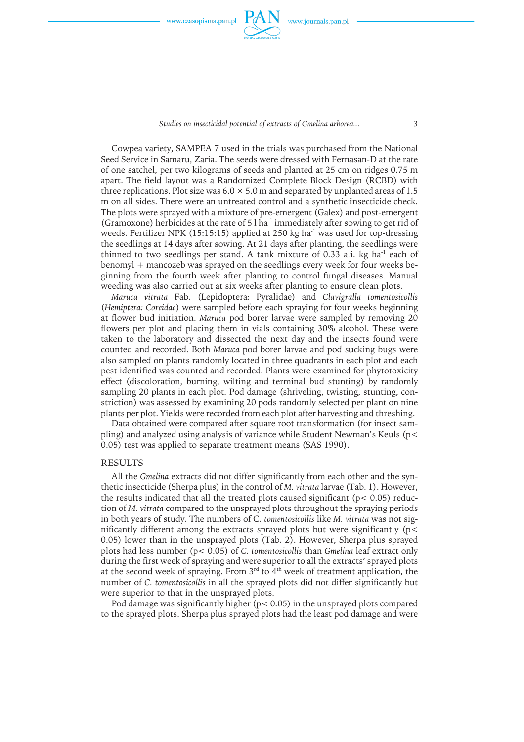Cowpea variety, SAMPEA 7 used in the trials was purchased from the National Seed Service in Samaru, Zaria. The seeds were dressed with Fernasan-D at the rate of one satchel, per two kilograms of seeds and planted at 25 cm on ridges 0.75 m apart. The field layout was a Randomized Complete Block Design (RCBD) with three replications. Plot size was 6.0 × 5.0 m and separated by unplanted areas of 1.5 m on all sides. There were an untreated control and a synthetic insecticide check. The plots were sprayed with a mixture of pre-emergent (Galex) and post-emergent (Gramoxone) herbicides at the rate of 5 l ha$^{-1}$ immediately after sowing to get rid of weeds. Fertilizer NPK (15:15:15) applied at 250 kg ha$^{-1}$ was used for top-dressing the seedlings at 14 days after sowing. At 21 days after planting, the seedlings were thinned to two seedlings per stand. A tank mixture of 0.33 a.i. kg ha$^{-1}$ each of benomyl + mancozeb was sprayed on the seedlings every week for four weeks beginning from the fourth week after planting to control fungal diseases. Manual weeding was also carried out at six weeks after planting to ensure clean plots.

*Maruca vitrata* Fab. (Lepidoptera: Pyralidae) and *Clavigralla tomentosicollis* (*Hemiptera: Coreidae*) were sampled before each spraying for four weeks beginning at flower bud initiation. *Maruca* pod borer larvae were sampled by removing 20 flowers per plot and placing them in vials containing 30% alcohol. These were taken to the laboratory and dissected the next day and the insects found were counted and recorded. Both *Maruca* pod borer larvae and pod sucking bugs were also sampled on plants randomly located in three quadrants in each plot and each pest identified was counted and recorded. Plants were examined for phytotoxicity effect (discoloration, burning, wilting and terminal bud stunting) by randomly sampling 20 plants in each plot. Pod damage (shriveling, twisting, stunting, constriction) was assessed by examining 20 pods randomly selected per plant on nine plants per plot. Yields were recorded from each plot after harvesting and threshing.

Data obtained were compared after square root transformation (for insect sampling) and analyzed using analysis of variance while Student Newman's Keuls ($p < 0.05$) test was applied to separate treatment means (SAS 1990).

## RESULTS

All the *Gmelina* extracts did not differ significantly from each other and the synthetic insecticide (Sherpa plus) in the control of *M. vitrata* larvae (Tab. 1). However, the results indicated that all the treated plots caused significant ($p < 0.05$) reduction of *M. vitrata* compared to the unsprayed plots throughout the spraying periods in both years of study. The numbers of C. *tomentosicollis* like *M. vitrata* was not significantly different among the extracts sprayed plots but were significantly ($p < 0.05$) lower than in the unsprayed plots (Tab. 2). However, Sherpa plus sprayed plots had less number ($p < 0.05$) of *C. tomentosicollis* than *Gmelina* leaf extract only during the first week of spraying and were superior to all the extracts' sprayed plots at the second week of spraying. From 3$^{rd}$ to 4$^{th}$ week of treatment application, the number of *C. tomentosicollis* in all the sprayed plots did not differ significantly but were superior to that in the unsprayed plots.

Pod damage was significantly higher ($p < 0.05$) in the unsprayed plots compared to the sprayed plots. Sherpa plus sprayed plots had the least pod damage and were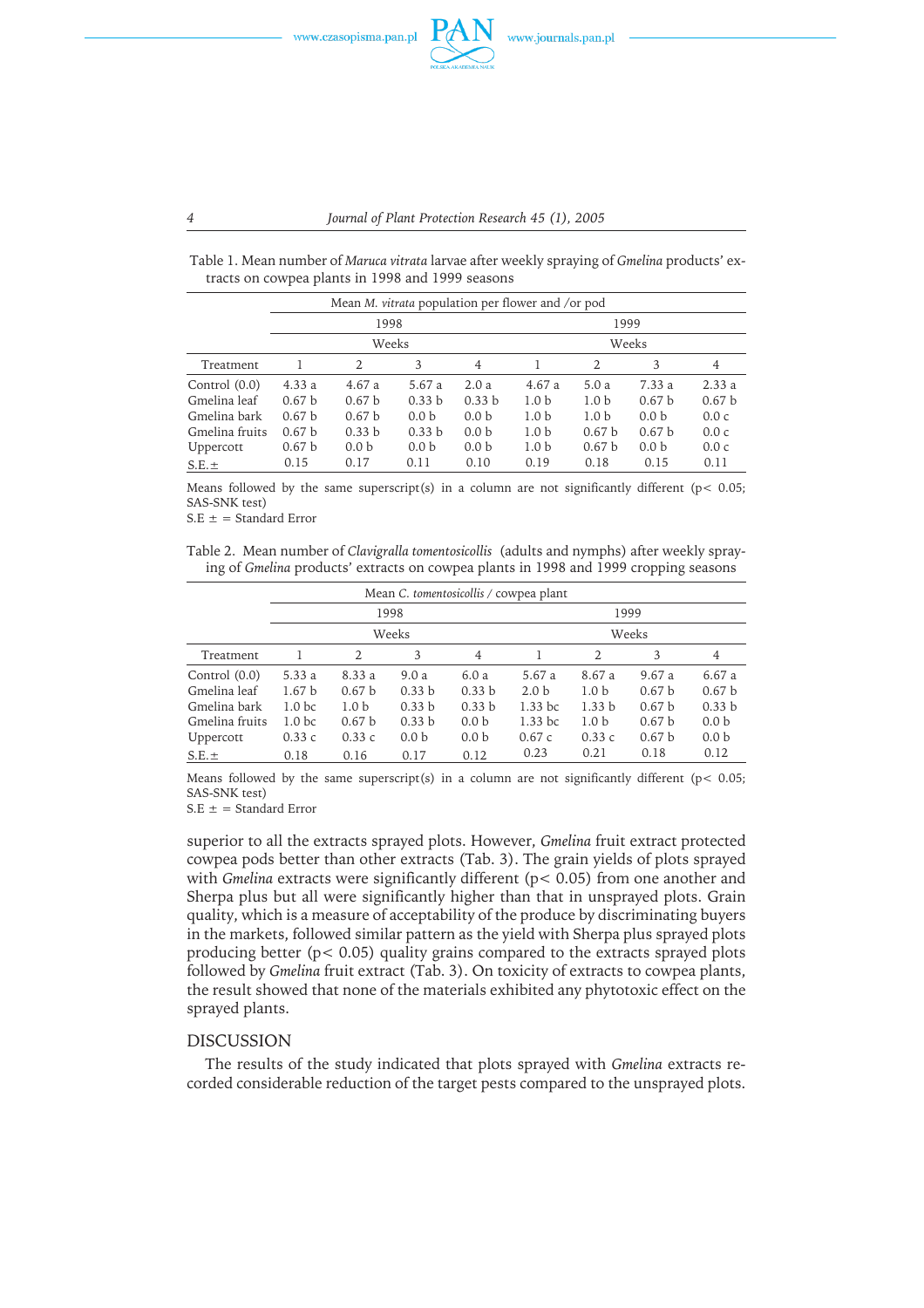Table 1. Mean number of *Maruca vitrata* larvae after weekly spraying of *Gmelina* products' extracts on cowpea plants in 1998 and 1999 seasons

| | Mean *M. vitrata* population per flower and /or pod | | | | | | | |
|---|---|---|---|---|---|---|---|---|
| | 1998 | | | | 1999 | | | |
| | Weeks | | | | Weeks | | | |
| Treatment | 1 | 2 | 3 | 4 | 1 | 2 | 3 | 4 |
| Control (0.0) | 4.33 a | 4.67 a | 5.67 a | 2.0 a | 4.67 a | 5.0 a | 7.33 a | 2.33 a |
| Gmelina leaf | 0.67 b | 0.67 b | 0.33 b | 0.33 b | 1.0 b | 1.0 b | 0.67 b | 0.67 b |
| Gmelina bark | 0.67 b | 0.67 b | 0.0 b | 0.0 b | 1.0 b | 1.0 b | 0.0 b | 0.0 c |
| Gmelina fruits | 0.67 b | 0.33 b | 0.33 b | 0.0 b | 1.0 b | 0.67 b | 0.67 b | 0.0 c |
| Uppercott | 0.67 b | 0.0 b | 0.0 b | 0.0 b | 1.0 b | 0.67 b | 0.0 b | 0.0 c |
| S.E.± | 0.15 | 0.17 | 0.11 | 0.10 | 0.19 | 0.18 | 0.15 | 0.11 |

Means followed by the same superscript(s) in a column are not significantly different ($p < 0.05$; SAS-SNK test)
S.E ± = Standard Error

Table 2. Mean number of *Clavigralla tomentosicollis* (adults and nymphs) after weekly spraying of *Gmelina* products' extracts on cowpea plants in 1998 and 1999 cropping seasons

| | Mean *C. tomentosicollis* / cowpea plant | | | | | | | |
|---|---|---|---|---|---|---|---|---|
| | 1998 | | | | 1999 | | | |
| | Weeks | | | | Weeks | | | |
| Treatment | 1 | 2 | 3 | 4 | 1 | 2 | 3 | 4 |
| Control (0.0) | 5.33 a | 8.33 a | 9.0 a | 6.0 a | 5.67 a | 8.67 a | 9.67 a | 6.67 a |
| Gmelina leaf | 1.67 b | 0.67 b | 0.33 b | 0.33 b | 2.0 b | 1.0 b | 0.67 b | 0.67 b |
| Gmelina bark | 1.0 bc | 1.0 b | 0.33 b | 0.33 b | 1.33 bc | 1.33 b | 0.67 b | 0.33 b |
| Gmelina fruits | 1.0 bc | 0.67 b | 0.33 b | 0.0 b | 1.33 bc | 1.0 b | 0.67 b | 0.0 b |
| Uppercott | 0.33 c | 0.33 c | 0.0 b | 0.0 b | 0.67 c | 0.33 c | 0.67 b | 0.0 b |
| S.E.± | 0.18 | 0.16 | 0.17 | 0.12 | 0.23 | 0.21 | 0.18 | 0.12 |

Means followed by the same superscript(s) in a column are not significantly different ($p < 0.05$; SAS-SNK test)
S.E ± = Standard Error

superior to all the extracts sprayed plots. However, *Gmelina* fruit extract protected cowpea pods better than other extracts (Tab. 3). The grain yields of plots sprayed with *Gmelina* extracts were significantly different ($p < 0.05$) from one another and Sherpa plus but all were significantly higher than that in unsprayed plots. Grain quality, which is a measure of acceptability of the produce by discriminating buyers in the markets, followed similar pattern as the yield with Sherpa plus sprayed plots producing better ($p < 0.05$) quality grains compared to the extracts sprayed plots followed by *Gmelina* fruit extract (Tab. 3). On toxicity of extracts to cowpea plants, the result showed that none of the materials exhibited any phytotoxic effect on the sprayed plants.

## DISCUSSION

The results of the study indicated that plots sprayed with *Gmelina* extracts recorded considerable reduction of the target pests compared to the unsprayed plots.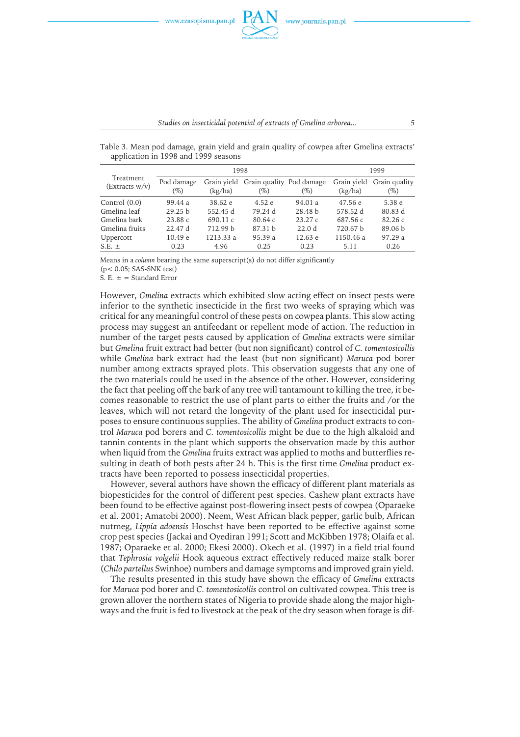Table 3. Mean pod damage, grain yield and grain quality of cowpea after Gmelina extracts' application in 1998 and 1999 seasons

| Treatment (Extracts w/v) | 1998 | | | 1999 | | |
|---|---|---|---|---|---|---|
| | Pod damage (%) | Grain yield (kg/ha) | Grain quality (%) | Pod damage (%) | Grain yield (kg/ha) | Grain quality (%) |
| Control (0.0) | 99.44 a | 38.62 e | 4.52 e | 94.01 a | 47.56 e | 5.38 e |
| Gmelina leaf | 29.25 b | 552.45 d | 79.24 d | 28.48 b | 578.52 d | 80.83 d |
| Gmelina bark | 23.88 c | 690.11 c | 80.64 c | 23.27 c | 687.56 c | 82.26 c |
| Gmelina fruits | 22.47 d | 712.99 b | 87.31 b | 22.0 d | 720.67 b | 89.06 b |
| Uppercott | 10.49 e | 1213.33 a | 95.39 a | 12.63 e | 1150.46 a | 97.29 a |
| S.E. ± | 0.23 | 4.96 | 0.25 | 0.23 | 5.11 | 0.26 |

Means in a *column* bearing the same superscript(s) do not differ significantly
($p < 0.05$; SAS-SNK test)
S. E. ± = Standard Error

However, *Gmelina* extracts which exhibited slow acting effect on insect pests were inferior to the synthetic insecticide in the first two weeks of spraying which was critical for any meaningful control of these pests on cowpea plants. This slow acting process may suggest an antifeedant or repellent mode of action. The reduction in number of the target pests caused by application of *Gmelina* extracts were similar but *Gmelina* fruit extract had better (but non significant) control of *C. tomentosicollis* while *Gmelina* bark extract had the least (but non significant) *Maruca* pod borer number among extracts sprayed plots. This observation suggests that any one of the two materials could be used in the absence of the other. However, considering the fact that peeling off the bark of any tree will tantamount to killing the tree, it becomes reasonable to restrict the use of plant parts to either the fruits and /or the leaves, which will not retard the longevity of the plant used for insecticidal purposes to ensure continuous supplies. The ability of *Gmelina* product extracts to control *Maruca* pod borers and *C. tomentosicollis* might be due to the high alkaloid and tannin contents in the plant which supports the observation made by this author when liquid from the *Gmelina* fruits extract was applied to moths and butterflies resulting in death of both pests after 24 h. This is the first time *Gmelina* product extracts have been reported to possess insecticidal properties.

However, several authors have shown the efficacy of different plant materials as biopesticides for the control of different pest species. Cashew plant extracts have been found to be effective against post-flowering insect pests of cowpea (Oparaeke et al. 2001; Amatobi 2000). Neem, West African black pepper, garlic bulb, African nutmeg, *Lippia adoensis* Hoschst have been reported to be effective against some crop pest species (Jackai and Oyediran 1991; Scott and McKibben 1978; Olaifa et al. 1987; Oparaeke et al. 2000; Ekesi 2000). Okech et al. (1997) in a field trial found that *Tephrosia volgelii* Hook aqueous extract effectively reduced maize stalk borer (*Chilo partellus* Swinhoe) numbers and damage symptoms and improved grain yield.

The results presented in this study have shown the efficacy of *Gmelina* extracts for *Maruca* pod borer and *C. tomentosicollis* control on cultivated cowpea. This tree is grown allover the northern states of Nigeria to provide shade along the major highways and the fruit is fed to livestock at the peak of the dry season when forage is dif-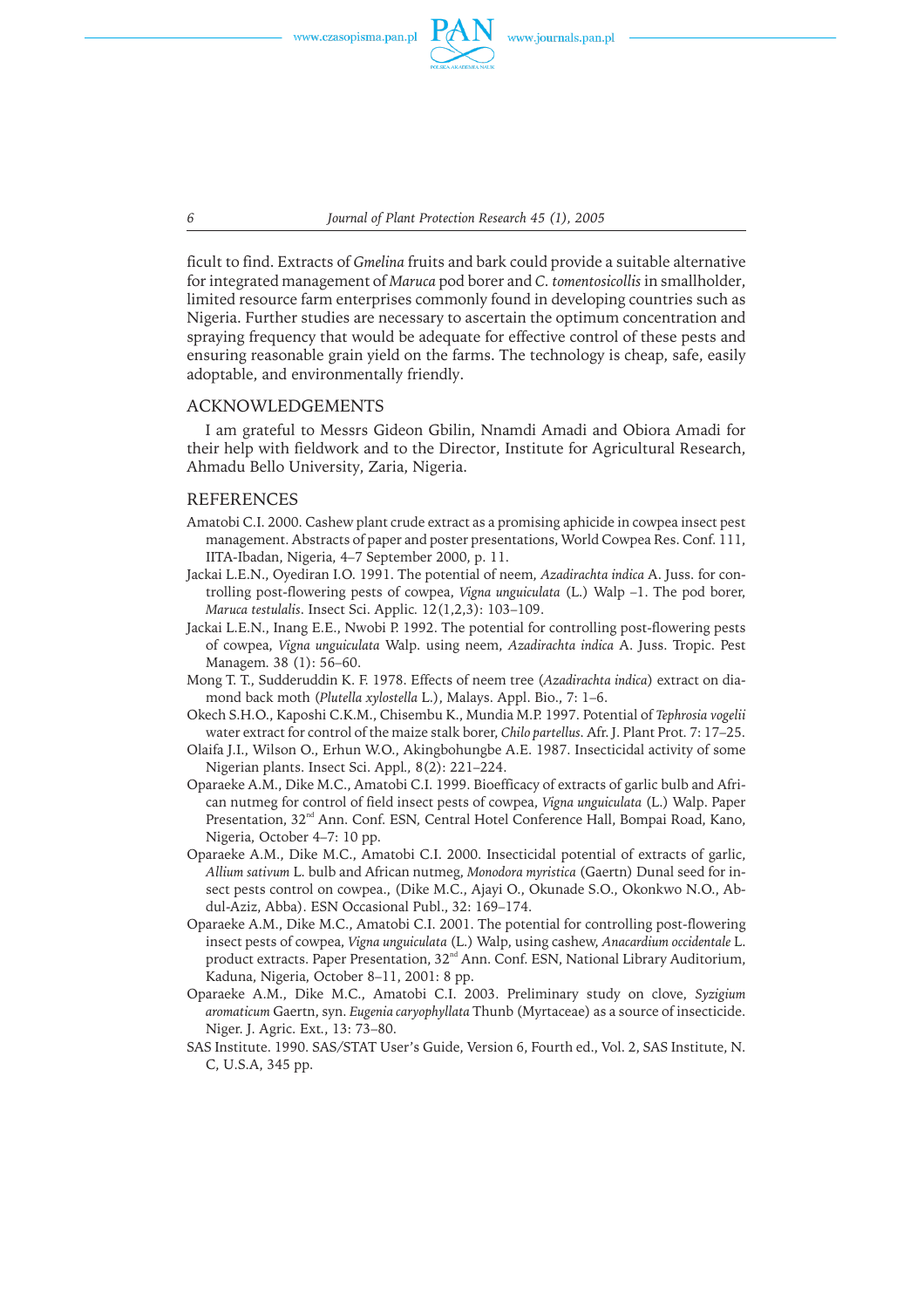ficult to find. Extracts of *Gmelina* fruits and bark could provide a suitable alternative for integrated management of *Maruca* pod borer and *C. tomentosicollis* in smallholder, limited resource farm enterprises commonly found in developing countries such as Nigeria. Further studies are necessary to ascertain the optimum concentration and spraying frequency that would be adequate for effective control of these pests and ensuring reasonable grain yield on the farms. The technology is cheap, safe, easily adoptable, and environmentally friendly.

## ACKNOWLEDGEMENTS

I am grateful to Messrs Gideon Gbilin, Nnamdi Amadi and Obiora Amadi for their help with fieldwork and to the Director, Institute for Agricultural Research, Ahmadu Bello University, Zaria, Nigeria.

## REFERENCES

Amatobi C.I. 2000. Cashew plant crude extract as a promising aphicide in cowpea insect pest management. Abstracts of paper and poster presentations, World Cowpea Res. Conf. 111, IITA-Ibadan, Nigeria, 4–7 September 2000, p. 11.

Jackai L.E.N., Oyediran I.O. 1991. The potential of neem, *Azadirachta indica* A. Juss. for controlling post-flowering pests of cowpea, *Vigna unguiculata* (L.) Walp –1. The pod borer, *Maruca testulalis*. Insect Sci. Applic. 12(1,2,3): 103–109.

Jackai L.E.N., Inang E.E., Nwobi P. 1992. The potential for controlling post-flowering pests of cowpea, *Vigna unguiculata* Walp. using neem, *Azadirachta indica* A. Juss. Tropic. Pest Managem. 38 (1): 56–60.

Mong T. T., Sudderuddin K. F. 1978. Effects of neem tree (*Azadirachta indica*) extract on diamond back moth (*Plutella xylostella* L.), Malays. Appl. Bio., 7: 1–6.

Okech S.H.O., Kaposhi C.K.M., Chisembu K., Mundia M.P. 1997. Potential of *Tephrosia vogelii* water extract for control of the maize stalk borer, *Chilo partellus*. Afr. J. Plant Prot. 7: 17–25.

Olaifa J.I., Wilson O., Erhun W.O., Akingbohungbe A.E. 1987. Insecticidal activity of some Nigerian plants. Insect Sci. Appl., 8(2): 221–224.

Oparaeke A.M., Dike M.C., Amatobi C.I. 1999. Bioefficacy of extracts of garlic bulb and African nutmeg for control of field insect pests of cowpea, *Vigna unguiculata* (L.) Walp. Paper Presentation, 32nd Ann. Conf. ESN, Central Hotel Conference Hall, Bompai Road, Kano, Nigeria, October 4–7: 10 pp.

Oparaeke A.M., Dike M.C., Amatobi C.I. 2000. Insecticidal potential of extracts of garlic, *Allium sativum* L. bulb and African nutmeg, *Monodora myristica* (Gaertn) Dunal seed for insect pests control on cowpea., (Dike M.C., Ajayi O., Okunade S.O., Okonkwo N.O., Abdul-Aziz, Abba). ESN Occasional Publ., 32: 169–174.

Oparaeke A.M., Dike M.C., Amatobi C.I. 2001. The potential for controlling post-flowering insect pests of cowpea, *Vigna unguiculata* (L.) Walp, using cashew, *Anacardium occidentale* L. product extracts. Paper Presentation, 32nd Ann. Conf. ESN, National Library Auditorium, Kaduna, Nigeria, October 8–11, 2001: 8 pp.

Oparaeke A.M., Dike M.C., Amatobi C.I. 2003. Preliminary study on clove, *Syzigium aromaticum* Gaertn, syn. *Eugenia caryophyllata* Thunb (Myrtaceae) as a source of insecticide. Niger. J. Agric. Ext., 13: 73–80.

SAS Institute. 1990. SAS/STAT User's Guide, Version 6, Fourth ed., Vol. 2, SAS Institute, N. C, U.S.A, 345 pp.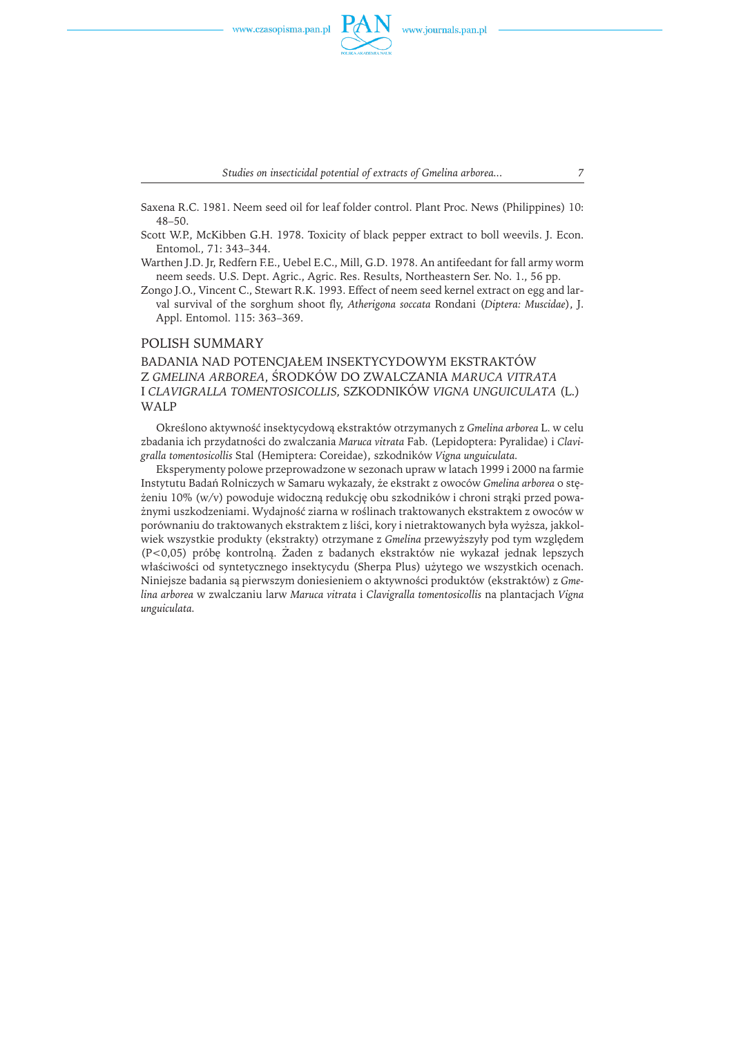Saxena R.C. 1981. Neem seed oil for leaf folder control. Plant Proc. News (Philippines) 10: 48–50.

Scott W.P., McKibben G.H. 1978. Toxicity of black pepper extract to boll weevils. J. Econ. Entomol., 71: 343–344.

Warthen J.D. Jr, Redfern F.E., Uebel E.C., Mill, G.D. 1978. An antifeedant for fall army worm neem seeds. U.S. Dept. Agric., Agric. Res. Results, Northeastern Ser. No. 1., 56 pp.

Zongo J.O., Vincent C., Stewart R.K. 1993. Effect of neem seed kernel extract on egg and larval survival of the sorghum shoot fly, *Atherigona soccata* Rondani (*Diptera: Muscidae*), J. Appl. Entomol. 115: 363–369.

## POLISH SUMMARY

### BADANIA NAD POTENCJAŁEM INSEKTYCYDOWYM EKSTRAKTÓW Z *GMELINA ARBOREA*, ŚRODKÓW DO ZWALCZANIA *MARUCA VITRATA* I *CLAVIGRALLA TOMENTOSICOLLIS*, SZKODNIKÓW *VIGNA UNGUICULATA* (L.) WALP

Określono aktywność insektycydową ekstraktów otrzymanych z *Gmelina arborea* L. w celu zbadania ich przydatności do zwalczania *Maruca vitrata* Fab. (Lepidoptera: Pyralidae) i *Clavigralla tomentosicollis* Stal (Hemiptera: Coreidae), szkodników *Vigna unguiculata*.

Eksperymenty polowe przeprowadzone w sezonach upraw w latach 1999 i 2000 na farmie Instytutu Badań Rolniczych w Samaru wykazały, że ekstrakt z owoców *Gmelina arborea* o stężeniu 10% (w/v) powoduje widoczną redukcję obu szkodników i chroni strąki przed poważnymi uszkodzeniami. Wydajność ziarna w roślinach traktowanych ekstraktem z owoców w porównaniu do traktowanych ekstraktem z liści, kory i nietraktowanych była wyższa, jakkolwiek wszystkie produkty (ekstrakty) otrzymane z *Gmelina* przewyższyły pod tym względem ($P<0,05$) próbę kontrolną. Żaden z badanych ekstraktów nie wykazał jednak lepszych właściwości od syntetycznego insektycydu (Sherpa Plus) użytego we wszystkich ocenach. Niniejsze badania są pierwszym doniesieniem o aktywności produktów (ekstraktów) z *Gmelina arborea* w zwalczaniu larw *Maruca vitrata* i *Clavigralla tomentosicollis* na plantacjach *Vigna unguiculata*.